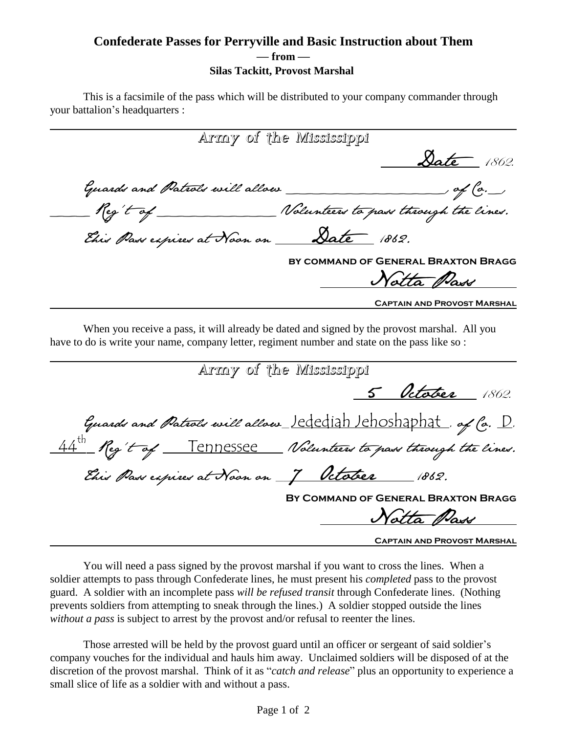**Confederate Passes for Perryville and Basic Instruction about Them**
**— from —**
**Silas Tackitt, Provost Marshal**

This is a facsimile of the pass which will be distributed to your company commander through your battalion's headquarters :

---

Army of the Mississippi

Date 1862.

Guards and Patrols will allow ____________________, of Co.__, _____ Reg't of ______________ Volunteers to pass through the lines.

This Pass expires at Noon on ______ Date 1862.

**BY COMMAND OF GENERAL BRAXTON BRAGG**

Notta Pass

**CAPTAIN AND PROVOST MARSHAL**

---

When you receive a pass, it will already be dated and signed by the provost marshal. All you have to do is write your name, company letter, regiment number and state on the pass like so :

---

Army of the Mississippi

5 October 1862.

Guards and Patrols will allow Jedediah Jehoshaphat, of Co. D. 44th Reg't of Tennessee Volunteers to pass through the lines.

This Pass expires at Noon on 7 October 1862.

**By Command of General Braxton Bragg**

Notta Pass

**Captain and Provost Marshal**

---

You will need a pass signed by the provost marshal if you want to cross the lines. When a soldier attempts to pass through Confederate lines, he must present his *completed* pass to the provost guard. A soldier with an incomplete pass *will be refused transit* through Confederate lines. (Nothing prevents soldiers from attempting to sneak through the lines.) A soldier stopped outside the lines *without a pass* is subject to arrest by the provost and/or refusal to reenter the lines.

Those arrested will be held by the provost guard until an officer or sergeant of said soldier's company vouches for the individual and hauls him away. Unclaimed soldiers will be disposed of at the discretion of the provost marshal. Think of it as "*catch and release*" plus an opportunity to experience a small slice of life as a soldier with and without a pass.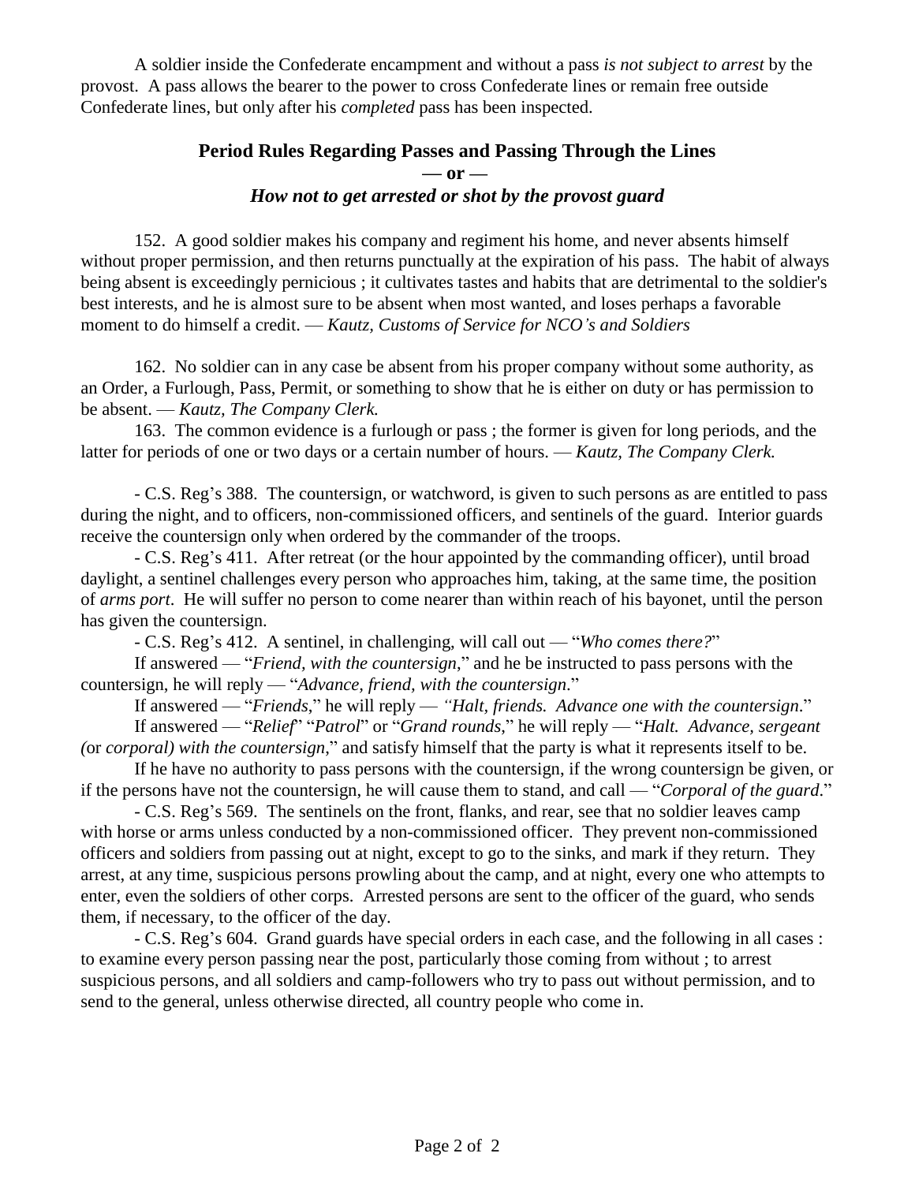A soldier inside the Confederate encampment and without a pass *is not subject to arrest* by the provost. A pass allows the bearer to the power to cross Confederate lines or remain free outside Confederate lines, but only after his *completed* pass has been inspected.

## Period Rules Regarding Passes and Passing Through the Lines

**— or —**

### *How not to get arrested or shot by the provost guard*

152. A good soldier makes his company and regiment his home, and never absents himself without proper permission, and then returns punctually at the expiration of his pass. The habit of always being absent is exceedingly pernicious ; it cultivates tastes and habits that are detrimental to the soldier's best interests, and he is almost sure to be absent when most wanted, and loses perhaps a favorable moment to do himself a credit. — *Kautz, Customs of Service for NCO's and Soldiers*

162. No soldier can in any case be absent from his proper company without some authority, as an Order, a Furlough, Pass, Permit, or something to show that he is either on duty or has permission to be absent. — *Kautz, The Company Clerk.*

163. The common evidence is a furlough or pass ; the former is given for long periods, and the latter for periods of one or two days or a certain number of hours. — *Kautz, The Company Clerk.*

- C.S. Reg's 388. The countersign, or watchword, is given to such persons as are entitled to pass during the night, and to officers, non-commissioned officers, and sentinels of the guard. Interior guards receive the countersign only when ordered by the commander of the troops.

- C.S. Reg's 411. After retreat (or the hour appointed by the commanding officer), until broad daylight, a sentinel challenges every person who approaches him, taking, at the same time, the position of *arms port*. He will suffer no person to come nearer than within reach of his bayonet, until the person has given the countersign.

- C.S. Reg's 412. A sentinel, in challenging, will call out — "*Who comes there?*"

If answered — "*Friend, with the countersign*," and he be instructed to pass persons with the countersign, he will reply — "*Advance, friend, with the countersign*."

If answered — "*Friends*," he will reply — *"Halt, friends. Advance one with the countersign*."

If answered — "*Relief*" "*Patrol*" or "*Grand rounds*," he will reply — "*Halt. Advance, sergeant (*or *corporal) with the countersign*," and satisfy himself that the party is what it represents itself to be.

If he have no authority to pass persons with the countersign, if the wrong countersign be given, or if the persons have not the countersign, he will cause them to stand, and call — "*Corporal of the guard*."

- C.S. Reg's 569. The sentinels on the front, flanks, and rear, see that no soldier leaves camp with horse or arms unless conducted by a non-commissioned officer. They prevent non-commissioned officers and soldiers from passing out at night, except to go to the sinks, and mark if they return. They arrest, at any time, suspicious persons prowling about the camp, and at night, every one who attempts to enter, even the soldiers of other corps. Arrested persons are sent to the officer of the guard, who sends them, if necessary, to the officer of the day.

- C.S. Reg's 604. Grand guards have special orders in each case, and the following in all cases : to examine every person passing near the post, particularly those coming from without ; to arrest suspicious persons, and all soldiers and camp-followers who try to pass out without permission, and to send to the general, unless otherwise directed, all country people who come in.